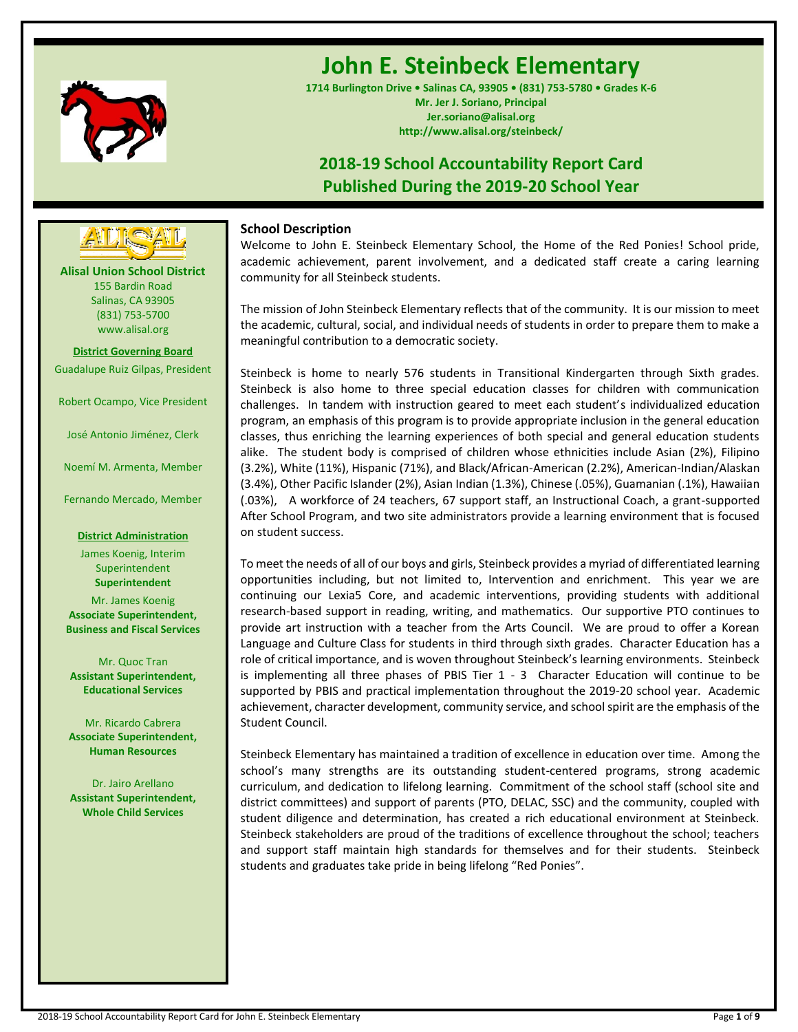# John E. Steinbeck Elementary

**1714 Burlington Drive • Salinas CA, 93905 • (831) 753-5780 • Grades K-6**
**Mr. Jer J. Soriano, Principal**
**Jer.soriano@alisal.org**
**http://www.alisal.org/steinbeck/**

## 2018-19 School Accountability Report Card
## Published During the 2019-20 School Year

**Alisal Union School District**
155 Bardin Road
Salinas, CA 93905
(831) 753-5700
www.alisal.org

**District Governing Board**

Guadalupe Ruiz Gilpas, President

Robert Ocampo, Vice President

José Antonio Jiménez, Clerk

Noemí M. Armenta, Member

Fernando Mercado, Member

**District Administration**

James Koenig, Interim Superintendent
**Superintendent**

Mr. James Koenig
**Associate Superintendent, Business and Fiscal Services**

Mr. Quoc Tran
**Assistant Superintendent, Educational Services**

Mr. Ricardo Cabrera
**Associate Superintendent, Human Resources**

Dr. Jairo Arellano
**Assistant Superintendent, Whole Child Services**

### School Description

Welcome to John E. Steinbeck Elementary School, the Home of the Red Ponies! School pride, academic achievement, parent involvement, and a dedicated staff create a caring learning community for all Steinbeck students.

The mission of John Steinbeck Elementary reflects that of the community. It is our mission to meet the academic, cultural, social, and individual needs of students in order to prepare them to make a meaningful contribution to a democratic society.

Steinbeck is home to nearly 576 students in Transitional Kindergarten through Sixth grades. Steinbeck is also home to three special education classes for children with communication challenges. In tandem with instruction geared to meet each student's individualized education program, an emphasis of this program is to provide appropriate inclusion in the general education classes, thus enriching the learning experiences of both special and general education students alike. The student body is comprised of children whose ethnicities include Asian (2%), Filipino (3.2%), White (11%), Hispanic (71%), and Black/African-American (2.2%), American-Indian/Alaskan (3.4%), Other Pacific Islander (2%), Asian Indian (1.3%), Chinese (.05%), Guamanian (.1%), Hawaiian (.03%), A workforce of 24 teachers, 67 support staff, an Instructional Coach, a grant-supported After School Program, and two site administrators provide a learning environment that is focused on student success.

To meet the needs of all of our boys and girls, Steinbeck provides a myriad of differentiated learning opportunities including, but not limited to, Intervention and enrichment. This year we are continuing our Lexia5 Core, and academic interventions, providing students with additional research-based support in reading, writing, and mathematics. Our supportive PTO continues to provide art instruction with a teacher from the Arts Council. We are proud to offer a Korean Language and Culture Class for students in third through sixth grades. Character Education has a role of critical importance, and is woven throughout Steinbeck's learning environments. Steinbeck is implementing all three phases of PBIS Tier 1 - 3 Character Education will continue to be supported by PBIS and practical implementation throughout the 2019-20 school year. Academic achievement, character development, community service, and school spirit are the emphasis of the Student Council.

Steinbeck Elementary has maintained a tradition of excellence in education over time. Among the school's many strengths are its outstanding student-centered programs, strong academic curriculum, and dedication to lifelong learning. Commitment of the school staff (school site and district committees) and support of parents (PTO, DELAC, SSC) and the community, coupled with student diligence and determination, has created a rich educational environment at Steinbeck. Steinbeck stakeholders are proud of the traditions of excellence throughout the school; teachers and support staff maintain high standards for themselves and for their students. Steinbeck students and graduates take pride in being lifelong "Red Ponies".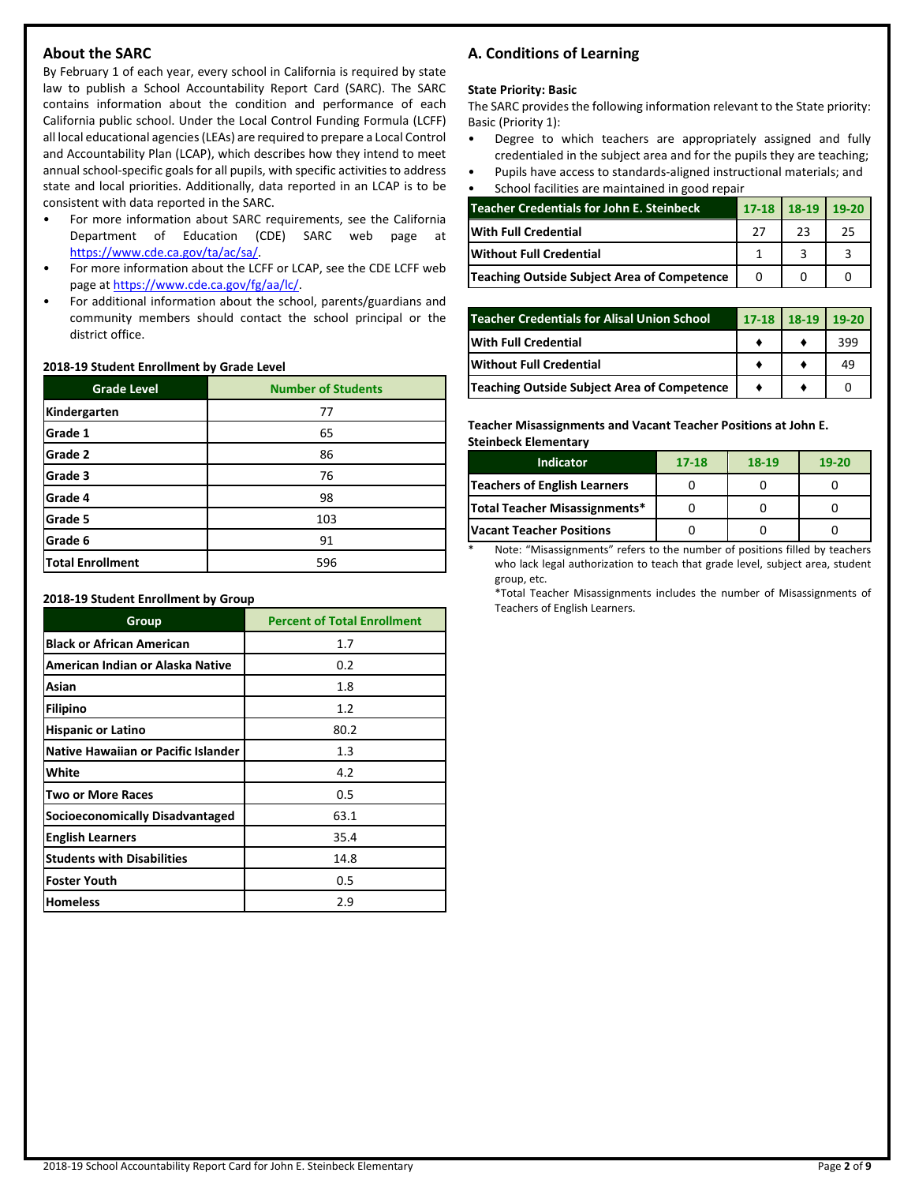## About the SARC

By February 1 of each year, every school in California is required by state law to publish a School Accountability Report Card (SARC). The SARC contains information about the condition and performance of each California public school. Under the Local Control Funding Formula (LCFF) all local educational agencies (LEAs) are required to prepare a Local Control and Accountability Plan (LCAP), which describes how they intend to meet annual school-specific goals for all pupils, with specific activities to address state and local priorities. Additionally, data reported in an LCAP is to be consistent with data reported in the SARC.

- For more information about SARC requirements, see the California Department of Education (CDE) SARC web page at https://www.cde.ca.gov/ta/ac/sa/.
- For more information about the LCFF or LCAP, see the CDE LCFF web page at https://www.cde.ca.gov/fg/aa/lc/.
- For additional information about the school, parents/guardians and community members should contact the school principal or the district office.

**2018-19 Student Enrollment by Grade Level**

| Grade Level | Number of Students |
|---|---|
| Kindergarten | 77 |
| Grade 1 | 65 |
| Grade 2 | 86 |
| Grade 3 | 76 |
| Grade 4 | 98 |
| Grade 5 | 103 |
| Grade 6 | 91 |
| Total Enrollment | 596 |

**2018-19 Student Enrollment by Group**

| Group | Percent of Total Enrollment |
|---|---|
| Black or African American | 1.7 |
| American Indian or Alaska Native | 0.2 |
| Asian | 1.8 |
| Filipino | 1.2 |
| Hispanic or Latino | 80.2 |
| Native Hawaiian or Pacific Islander | 1.3 |
| White | 4.2 |
| Two or More Races | 0.5 |
| Socioeconomically Disadvantaged | 63.1 |
| English Learners | 35.4 |
| Students with Disabilities | 14.8 |
| Foster Youth | 0.5 |
| Homeless | 2.9 |

## A. Conditions of Learning

**State Priority: Basic**

The SARC provides the following information relevant to the State priority: Basic (Priority 1):

- Degree to which teachers are appropriately assigned and fully credentialed in the subject area and for the pupils they are teaching;
- Pupils have access to standards-aligned instructional materials; and
- School facilities are maintained in good repair

| Teacher Credentials for John E. Steinbeck | 17-18 | 18-19 | 19-20 |
|---|---|---|---|
| With Full Credential | 27 | 23 | 25 |
| Without Full Credential | 1 | 3 | 3 |
| Teaching Outside Subject Area of Competence | 0 | 0 | 0 |

| Teacher Credentials for Alisal Union School | 17-18 | 18-19 | 19-20 |
|---|---|---|---|
| With Full Credential | ♦ | ♦ | 399 |
| Without Full Credential | ♦ | ♦ | 49 |
| Teaching Outside Subject Area of Competence | ♦ | ♦ | 0 |

**Teacher Misassignments and Vacant Teacher Positions at John E. Steinbeck Elementary**

| Indicator | 17-18 | 18-19 | 19-20 |
|---|---|---|---|
| Teachers of English Learners | 0 | 0 | 0 |
| Total Teacher Misassignments* | 0 | 0 | 0 |
| Vacant Teacher Positions | 0 | 0 | 0 |

\* Note: "Misassignments" refers to the number of positions filled by teachers who lack legal authorization to teach that grade level, subject area, student group, etc.

*Total Teacher Misassignments includes the number of Misassignments of Teachers of English Learners.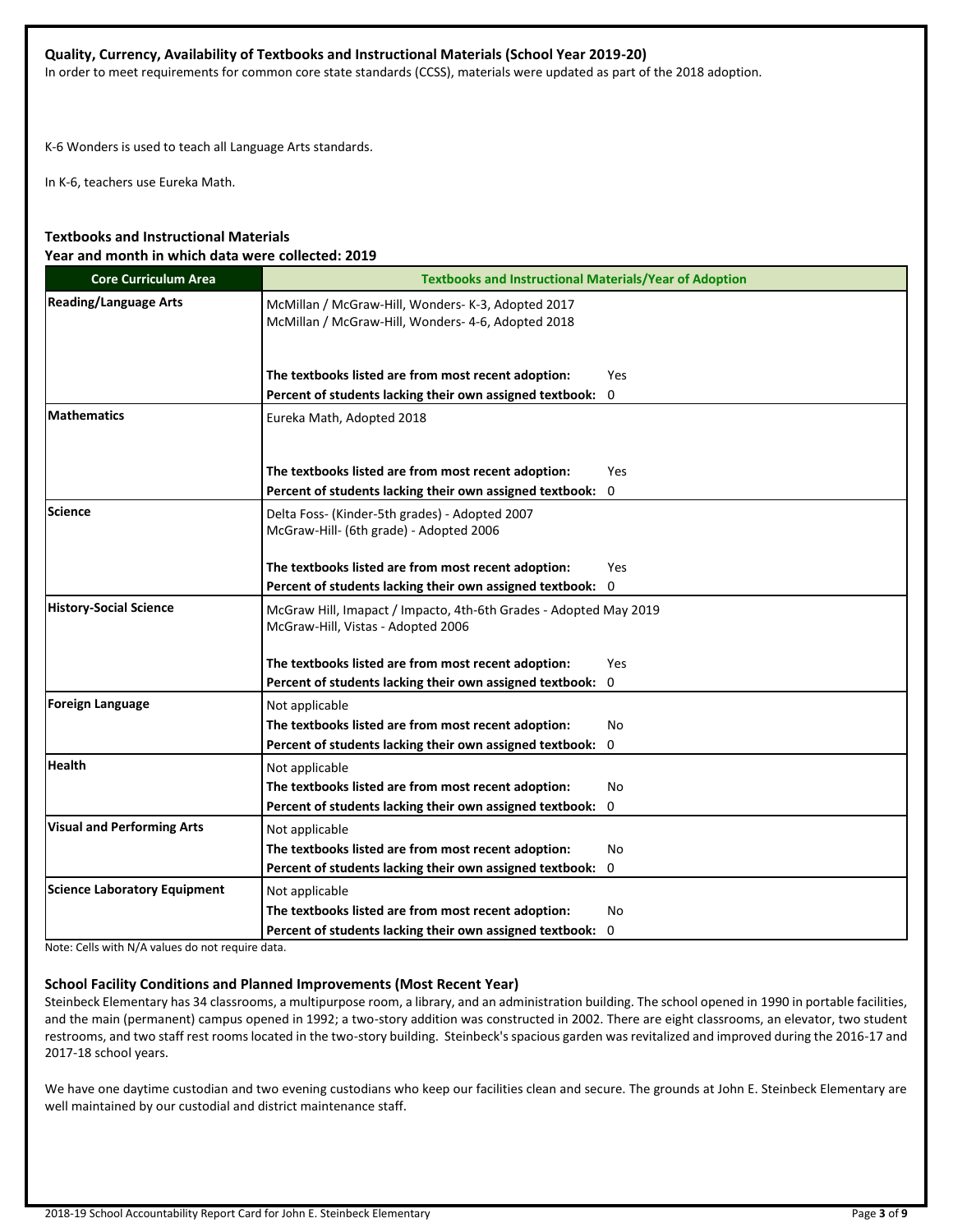### Quality, Currency, Availability of Textbooks and Instructional Materials (School Year 2019-20)

In order to meet requirements for common core state standards (CCSS), materials were updated as part of the 2018 adoption.

K-6 Wonders is used to teach all Language Arts standards.

In K-6, teachers use Eureka Math.

### Textbooks and Instructional Materials

**Year and month in which data were collected: 2019**

| Core Curriculum Area | Textbooks and Instructional Materials/Year of Adoption |
|---|---|
| **Reading/Language Arts** | McMillan / McGraw-Hill, Wonders- K-3, Adopted 2017<br>McMillan / McGraw-Hill, Wonders- 4-6, Adopted 2018<br><br>**The textbooks listed are from most recent adoption:** Yes<br>**Percent of students lacking their own assigned textbook:** 0 |
| **Mathematics** | Eureka Math, Adopted 2018<br><br>**The textbooks listed are from most recent adoption:** Yes<br>**Percent of students lacking their own assigned textbook:** 0 |
| **Science** | Delta Foss- (Kinder-5th grades) - Adopted 2007<br>McGraw-Hill- (6th grade) - Adopted 2006<br><br>**The textbooks listed are from most recent adoption:** Yes<br>**Percent of students lacking their own assigned textbook:** 0 |
| **History-Social Science** | McGraw Hill, Imapact / Impacto, 4th-6th Grades - Adopted May 2019<br>McGraw-Hill, Vistas - Adopted 2006<br><br>**The textbooks listed are from most recent adoption:** Yes<br>**Percent of students lacking their own assigned textbook:** 0 |
| **Foreign Language** | Not applicable<br>**The textbooks listed are from most recent adoption:** No<br>**Percent of students lacking their own assigned textbook:** 0 |
| **Health** | Not applicable<br>**The textbooks listed are from most recent adoption:** No<br>**Percent of students lacking their own assigned textbook:** 0 |
| **Visual and Performing Arts** | Not applicable<br>**The textbooks listed are from most recent adoption:** No<br>**Percent of students lacking their own assigned textbook:** 0 |
| **Science Laboratory Equipment** | Not applicable<br>**The textbooks listed are from most recent adoption:** No<br>**Percent of students lacking their own assigned textbook:** 0 |

Note: Cells with N/A values do not require data.

### School Facility Conditions and Planned Improvements (Most Recent Year)

Steinbeck Elementary has 34 classrooms, a multipurpose room, a library, and an administration building. The school opened in 1990 in portable facilities, and the main (permanent) campus opened in 1992; a two-story addition was constructed in 2002. There are eight classrooms, an elevator, two student restrooms, and two staff rest rooms located in the two-story building. Steinbeck's spacious garden was revitalized and improved during the 2016-17 and 2017-18 school years.

We have one daytime custodian and two evening custodians who keep our facilities clean and secure. The grounds at John E. Steinbeck Elementary are well maintained by our custodial and district maintenance staff.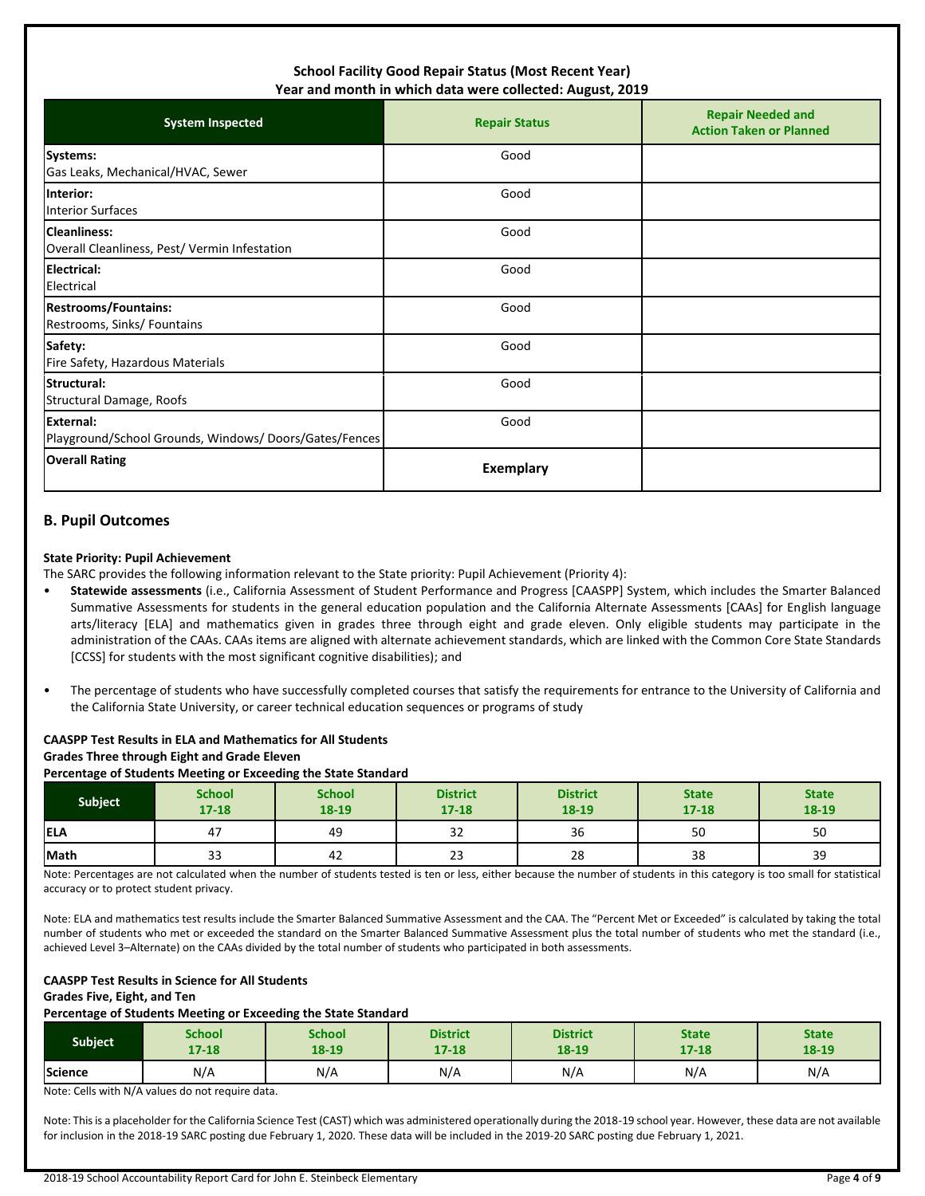**School Facility Good Repair Status (Most Recent Year)**
**Year and month in which data were collected: August, 2019**

| System Inspected | Repair Status | Repair Needed and Action Taken or Planned |
|---|---|---|
| **Systems:** Gas Leaks, Mechanical/HVAC, Sewer | Good | |
| **Interior:** Interior Surfaces | Good | |
| **Cleanliness:** Overall Cleanliness, Pest/ Vermin Infestation | Good | |
| **Electrical:** Electrical | Good | |
| **Restrooms/Fountains:** Restrooms, Sinks/ Fountains | Good | |
| **Safety:** Fire Safety, Hazardous Materials | Good | |
| **Structural:** Structural Damage, Roofs | Good | |
| **External:** Playground/School Grounds, Windows/ Doors/Gates/Fences | Good | |
| **Overall Rating** | **Exemplary** | |

## B. Pupil Outcomes

**State Priority: Pupil Achievement**

The SARC provides the following information relevant to the State priority: Pupil Achievement (Priority 4):

- **Statewide assessments** (i.e., California Assessment of Student Performance and Progress [CAASPP] System, which includes the Smarter Balanced Summative Assessments for students in the general education population and the California Alternate Assessments [CAAs] for English language arts/literacy [ELA] and mathematics given in grades three through eight and grade eleven. Only eligible students may participate in the administration of the CAAs. CAAs items are aligned with alternate achievement standards, which are linked with the Common Core State Standards [CCSS] for students with the most significant cognitive disabilities); and
- The percentage of students who have successfully completed courses that satisfy the requirements for entrance to the University of California and the California State University, or career technical education sequences or programs of study

**CAASPP Test Results in ELA and Mathematics for All Students**
**Grades Three through Eight and Grade Eleven**
**Percentage of Students Meeting or Exceeding the State Standard**

| Subject | School 17-18 | School 18-19 | District 17-18 | District 18-19 | State 17-18 | State 18-19 |
|---|---|---|---|---|---|---|
| **ELA** | 47 | 49 | 32 | 36 | 50 | 50 |
| **Math** | 33 | 42 | 23 | 28 | 38 | 39 |

Note: Percentages are not calculated when the number of students tested is ten or less, either because the number of students in this category is too small for statistical accuracy or to protect student privacy.

Note: ELA and mathematics test results include the Smarter Balanced Summative Assessment and the CAA. The "Percent Met or Exceeded" is calculated by taking the total number of students who met or exceeded the standard on the Smarter Balanced Summative Assessment plus the total number of students who met the standard (i.e., achieved Level 3–Alternate) on the CAAs divided by the total number of students who participated in both assessments.

**CAASPP Test Results in Science for All Students**
**Grades Five, Eight, and Ten**
**Percentage of Students Meeting or Exceeding the State Standard**

| Subject | School 17-18 | School 18-19 | District 17-18 | District 18-19 | State 17-18 | State 18-19 |
|---|---|---|---|---|---|---|
| **Science** | N/A | N/A | N/A | N/A | N/A | N/A |

Note: Cells with N/A values do not require data.

Note: This is a placeholder for the California Science Test (CAST) which was administered operationally during the 2018-19 school year. However, these data are not available for inclusion in the 2018-19 SARC posting due February 1, 2020. These data will be included in the 2019-20 SARC posting due February 1, 2021.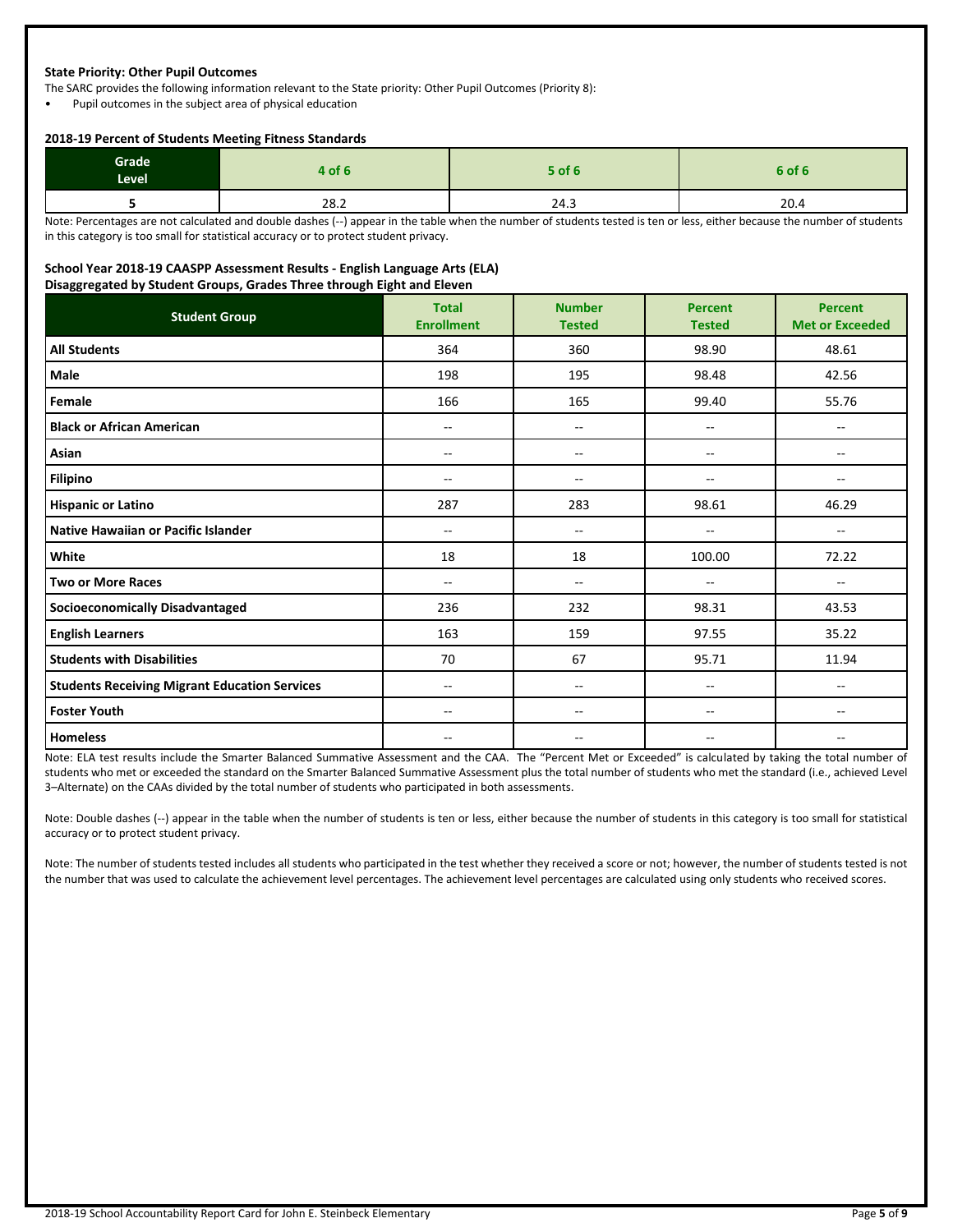**State Priority: Other Pupil Outcomes**

The SARC provides the following information relevant to the State priority: Other Pupil Outcomes (Priority 8):

- Pupil outcomes in the subject area of physical education

**2018-19 Percent of Students Meeting Fitness Standards**

| Grade Level | 4 of 6 | 5 of 6 | 6 of 6 |
|---|---|---|---|
| 5 | 28.2 | 24.3 | 20.4 |

Note: Percentages are not calculated and double dashes (--) appear in the table when the number of students tested is ten or less, either because the number of students in this category is too small for statistical accuracy or to protect student privacy.

**School Year 2018-19 CAASPP Assessment Results - English Language Arts (ELA)**
**Disaggregated by Student Groups, Grades Three through Eight and Eleven**

| Student Group | Total Enrollment | Number Tested | Percent Tested | Percent Met or Exceeded |
|---|---|---|---|---|
| **All Students** | 364 | 360 | 98.90 | 48.61 |
| **Male** | 198 | 195 | 98.48 | 42.56 |
| **Female** | 166 | 165 | 99.40 | 55.76 |
| **Black or African American** | -- | -- | -- | -- |
| **Asian** | -- | -- | -- | -- |
| **Filipino** | -- | -- | -- | -- |
| **Hispanic or Latino** | 287 | 283 | 98.61 | 46.29 |
| **Native Hawaiian or Pacific Islander** | -- | -- | -- | -- |
| **White** | 18 | 18 | 100.00 | 72.22 |
| **Two or More Races** | -- | -- | -- | -- |
| **Socioeconomically Disadvantaged** | 236 | 232 | 98.31 | 43.53 |
| **English Learners** | 163 | 159 | 97.55 | 35.22 |
| **Students with Disabilities** | 70 | 67 | 95.71 | 11.94 |
| **Students Receiving Migrant Education Services** | -- | -- | -- | -- |
| **Foster Youth** | -- | -- | -- | -- |
| **Homeless** | -- | -- | -- | -- |

Note: ELA test results include the Smarter Balanced Summative Assessment and the CAA. The "Percent Met or Exceeded" is calculated by taking the total number of students who met or exceeded the standard on the Smarter Balanced Summative Assessment plus the total number of students who met the standard (i.e., achieved Level 3–Alternate) on the CAAs divided by the total number of students who participated in both assessments.

Note: Double dashes (--) appear in the table when the number of students is ten or less, either because the number of students in this category is too small for statistical accuracy or to protect student privacy.

Note: The number of students tested includes all students who participated in the test whether they received a score or not; however, the number of students tested is not the number that was used to calculate the achievement level percentages. The achievement level percentages are calculated using only students who received scores.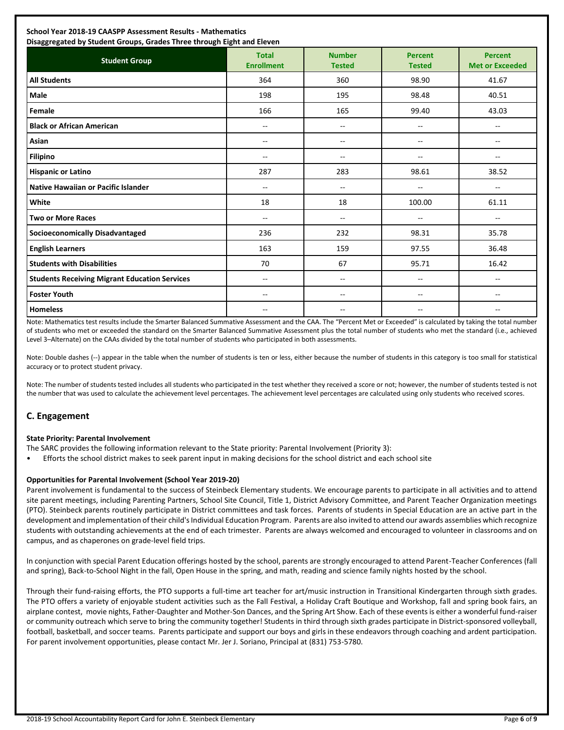**School Year 2018-19 CAASPP Assessment Results - Mathematics**
**Disaggregated by Student Groups, Grades Three through Eight and Eleven**

| Student Group | Total Enrollment | Number Tested | Percent Tested | Percent Met or Exceeded |
|---|---|---|---|---|
| **All Students** | 364 | 360 | 98.90 | 41.67 |
| **Male** | 198 | 195 | 98.48 | 40.51 |
| **Female** | 166 | 165 | 99.40 | 43.03 |
| **Black or African American** | -- | -- | -- | -- |
| **Asian** | -- | -- | -- | -- |
| **Filipino** | -- | -- | -- | -- |
| **Hispanic or Latino** | 287 | 283 | 98.61 | 38.52 |
| **Native Hawaiian or Pacific Islander** | -- | -- | -- | -- |
| **White** | 18 | 18 | 100.00 | 61.11 |
| **Two or More Races** | -- | -- | -- | -- |
| **Socioeconomically Disadvantaged** | 236 | 232 | 98.31 | 35.78 |
| **English Learners** | 163 | 159 | 97.55 | 36.48 |
| **Students with Disabilities** | 70 | 67 | 95.71 | 16.42 |
| **Students Receiving Migrant Education Services** | -- | -- | -- | -- |
| **Foster Youth** | -- | -- | -- | -- |
| **Homeless** | -- | -- | -- | -- |

Note: Mathematics test results include the Smarter Balanced Summative Assessment and the CAA. The "Percent Met or Exceeded" is calculated by taking the total number of students who met or exceeded the standard on the Smarter Balanced Summative Assessment plus the total number of students who met the standard (i.e., achieved Level 3–Alternate) on the CAAs divided by the total number of students who participated in both assessments.

Note: Double dashes (--) appear in the table when the number of students is ten or less, either because the number of students in this category is too small for statistical accuracy or to protect student privacy.

Note: The number of students tested includes all students who participated in the test whether they received a score or not; however, the number of students tested is not the number that was used to calculate the achievement level percentages. The achievement level percentages are calculated using only students who received scores.

## C. Engagement

**State Priority: Parental Involvement**

The SARC provides the following information relevant to the State priority: Parental Involvement (Priority 3):

- Efforts the school district makes to seek parent input in making decisions for the school district and each school site

**Opportunities for Parental Involvement (School Year 2019-20)**

Parent involvement is fundamental to the success of Steinbeck Elementary students. We encourage parents to participate in all activities and to attend site parent meetings, including Parenting Partners, School Site Council, Title 1, District Advisory Committee, and Parent Teacher Organization meetings (PTO). Steinbeck parents routinely participate in District committees and task forces. Parents of students in Special Education are an active part in the development and implementation of their child's Individual Education Program. Parents are also invited to attend our awards assemblies which recognize students with outstanding achievements at the end of each trimester. Parents are always welcomed and encouraged to volunteer in classrooms and on campus, and as chaperones on grade-level field trips.

In conjunction with special Parent Education offerings hosted by the school, parents are strongly encouraged to attend Parent-Teacher Conferences (fall and spring), Back-to-School Night in the fall, Open House in the spring, and math, reading and science family nights hosted by the school.

Through their fund-raising efforts, the PTO supports a full-time art teacher for art/music instruction in Transitional Kindergarten through sixth grades. The PTO offers a variety of enjoyable student activities such as the Fall Festival, a Holiday Craft Boutique and Workshop, fall and spring book fairs, an airplane contest, movie nights, Father-Daughter and Mother-Son Dances, and the Spring Art Show. Each of these events is either a wonderful fund-raiser or community outreach which serve to bring the community together! Students in third through sixth grades participate in District-sponsored volleyball, football, basketball, and soccer teams. Parents participate and support our boys and girls in these endeavors through coaching and ardent participation. For parent involvement opportunities, please contact Mr. Jer J. Soriano, Principal at (831) 753-5780.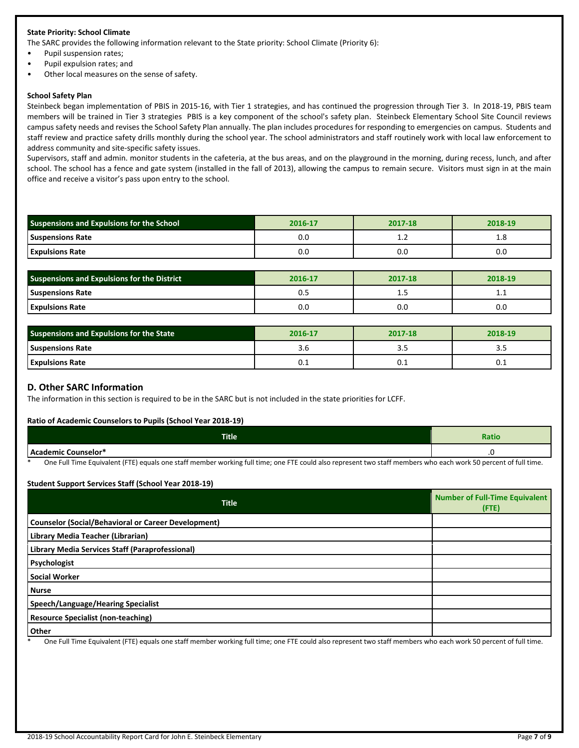**State Priority: School Climate**

The SARC provides the following information relevant to the State priority: School Climate (Priority 6):

- Pupil suspension rates;
- Pupil expulsion rates; and
- Other local measures on the sense of safety.

**School Safety Plan**

Steinbeck began implementation of PBIS in 2015-16, with Tier 1 strategies, and has continued the progression through Tier 3. In 2018-19, PBIS team members will be trained in Tier 3 strategies PBIS is a key component of the school's safety plan. Steinbeck Elementary School Site Council reviews campus safety needs and revises the School Safety Plan annually. The plan includes procedures for responding to emergencies on campus. Students and staff review and practice safety drills monthly during the school year. The school administrators and staff routinely work with local law enforcement to address community and site-specific safety issues.

Supervisors, staff and admin. monitor students in the cafeteria, at the bus areas, and on the playground in the morning, during recess, lunch, and after school. The school has a fence and gate system (installed in the fall of 2013), allowing the campus to remain secure. Visitors must sign in at the main office and receive a visitor's pass upon entry to the school.

| Suspensions and Expulsions for the School | 2016-17 | 2017-18 | 2018-19 |
|---|---|---|---|
| Suspensions Rate | 0.0 | 1.2 | 1.8 |
| Expulsions Rate | 0.0 | 0.0 | 0.0 |

| Suspensions and Expulsions for the District | 2016-17 | 2017-18 | 2018-19 |
|---|---|---|---|
| Suspensions Rate | 0.5 | 1.5 | 1.1 |
| Expulsions Rate | 0.0 | 0.0 | 0.0 |

| Suspensions and Expulsions for the State | 2016-17 | 2017-18 | 2018-19 |
|---|---|---|---|
| Suspensions Rate | 3.6 | 3.5 | 3.5 |
| Expulsions Rate | 0.1 | 0.1 | 0.1 |

## D. Other SARC Information

The information in this section is required to be in the SARC but is not included in the state priorities for LCFF.

**Ratio of Academic Counselors to Pupils (School Year 2018-19)**

| Title | Ratio |
|---|---|
| Academic Counselor* | .0 |

\* One Full Time Equivalent (FTE) equals one staff member working full time; one FTE could also represent two staff members who each work 50 percent of full time.

**Student Support Services Staff (School Year 2018-19)**

| Title | Number of Full-Time Equivalent (FTE) |
|---|---|
| Counselor (Social/Behavioral or Career Development) | |
| Library Media Teacher (Librarian) | |
| Library Media Services Staff (Paraprofessional) | |
| Psychologist | |
| Social Worker | |
| Nurse | |
| Speech/Language/Hearing Specialist | |
| Resource Specialist (non-teaching) | |
| Other | |

\* One Full Time Equivalent (FTE) equals one staff member working full time; one FTE could also represent two staff members who each work 50 percent of full time.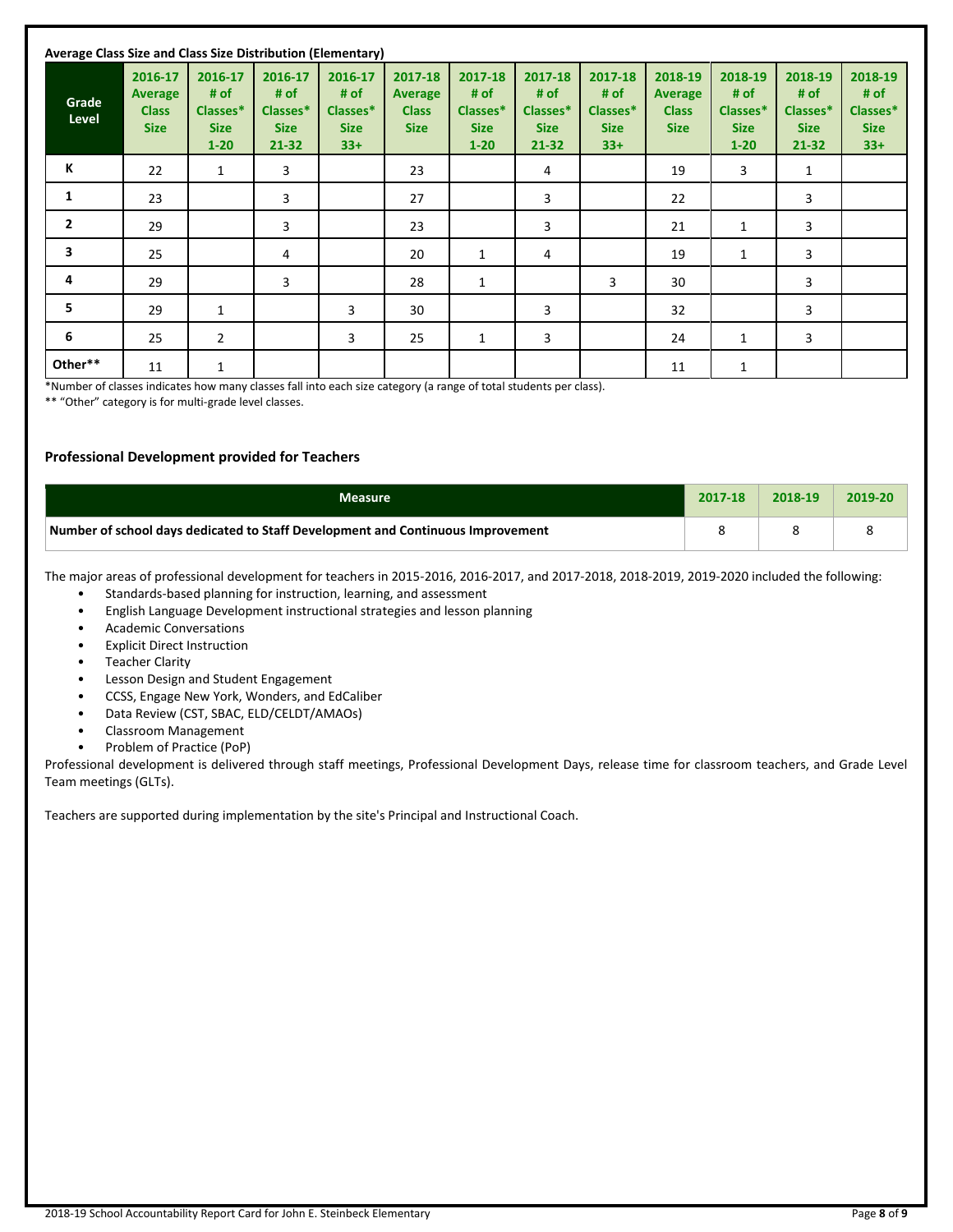**Average Class Size and Class Size Distribution (Elementary)**

| Grade Level | 2016-17 Average Class Size | 2016-17 # of Classes* Size 1-20 | 2016-17 # of Classes* Size 21-32 | 2016-17 # of Classes* Size 33+ | 2017-18 Average Class Size | 2017-18 # of Classes* Size 1-20 | 2017-18 # of Classes* Size 21-32 | 2017-18 # of Classes* Size 33+ | 2018-19 Average Class Size | 2018-19 # of Classes* Size 1-20 | 2018-19 # of Classes* Size 21-32 | 2018-19 # of Classes* Size 33+ |
|---|---|---|---|---|---|---|---|---|---|---|---|---|
| K | 22 | 1 | 3 | | 23 | | 4 | | 19 | 3 | 1 | |
| 1 | 23 | | 3 | | 27 | | 3 | | 22 | | 3 | |
| 2 | 29 | | 3 | | 23 | | 3 | | 21 | 1 | 3 | |
| 3 | 25 | | 4 | | 20 | 1 | 4 | | 19 | 1 | 3 | |
| 4 | 29 | | 3 | | 28 | 1 | | 3 | 30 | | 3 | |
| 5 | 29 | 1 | | 3 | 30 | | 3 | | 32 | | 3 | |
| 6 | 25 | 2 | | 3 | 25 | 1 | 3 | | 24 | 1 | 3 | |
| Other** | 11 | 1 | | | | | | | 11 | 1 | | |

*Number of classes indicates how many classes fall into each size category (a range of total students per class).

** "Other" category is for multi-grade level classes.

### Professional Development provided for Teachers

| Measure | 2017-18 | 2018-19 | 2019-20 |
|---|---|---|---|
| Number of school days dedicated to Staff Development and Continuous Improvement | 8 | 8 | 8 |

The major areas of professional development for teachers in 2015-2016, 2016-2017, and 2017-2018, 2018-2019, 2019-2020 included the following:

- Standards-based planning for instruction, learning, and assessment
- English Language Development instructional strategies and lesson planning
- Academic Conversations
- Explicit Direct Instruction
- Teacher Clarity
- Lesson Design and Student Engagement
- CCSS, Engage New York, Wonders, and EdCaliber
- Data Review (CST, SBAC, ELD/CELDT/AMAOs)
- Classroom Management
- Problem of Practice (PoP)

Professional development is delivered through staff meetings, Professional Development Days, release time for classroom teachers, and Grade Level Team meetings (GLTs).

Teachers are supported during implementation by the site's Principal and Instructional Coach.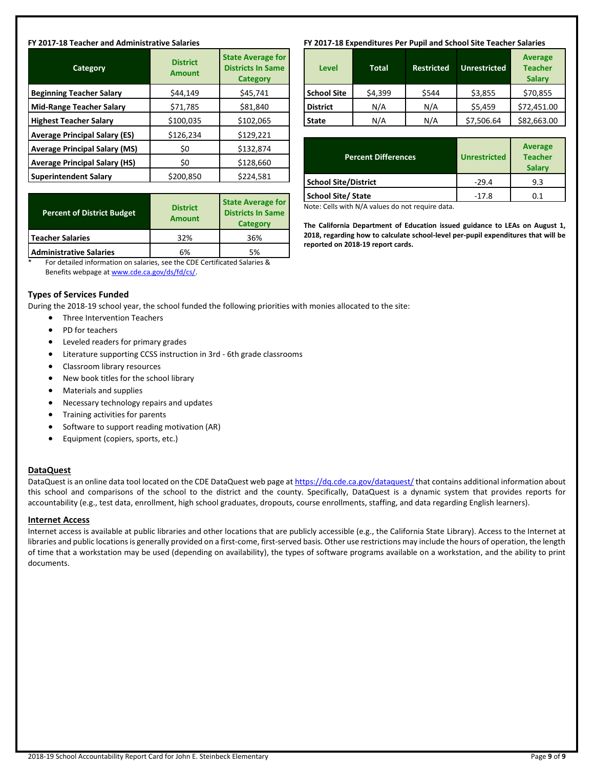**FY 2017-18 Teacher and Administrative Salaries**

| Category | District Amount | State Average for Districts In Same Category |
|---|---|---|
| Beginning Teacher Salary | $44,149 | $45,741 |
| Mid-Range Teacher Salary | $71,785 | $81,840 |
| Highest Teacher Salary | $100,035 | $102,065 |
| Average Principal Salary (ES) | $126,234 | $129,221 |
| Average Principal Salary (MS) | $0 | $132,874 |
| Average Principal Salary (HS) | $0 | $128,660 |
| Superintendent Salary | $200,850 | $224,581 |

| Percent of District Budget | District Amount | State Average for Districts In Same Category |
|---|---|---|
| Teacher Salaries | 32% | 36% |
| Administrative Salaries | 6% | 5% |

\* For detailed information on salaries, see the CDE Certificated Salaries & Benefits webpage at www.cde.ca.gov/ds/fd/cs/.

**FY 2017-18 Expenditures Per Pupil and School Site Teacher Salaries**

| Level | Total | Restricted | Unrestricted | Average Teacher Salary |
|---|---|---|---|---|
| School Site | $4,399 | $544 | $3,855 | $70,855 |
| District | N/A | N/A | $5,459 | $72,451.00 |
| State | N/A | N/A | $7,506.64 | $82,663.00 |

| Percent Differences | Unrestricted | Average Teacher Salary |
|---|---|---|
| School Site/District | -29.4 | 9.3 |
| School Site/ State | -17.8 | 0.1 |

Note: Cells with N/A values do not require data.

**The California Department of Education issued guidance to LEAs on August 1, 2018, regarding how to calculate school-level per-pupil expenditures that will be reported on 2018-19 report cards.**

### Types of Services Funded

During the 2018-19 school year, the school funded the following priorities with monies allocated to the site:

- Three Intervention Teachers
- PD for teachers
- Leveled readers for primary grades
- Literature supporting CCSS instruction in 3rd - 6th grade classrooms
- Classroom library resources
- New book titles for the school library
- Materials and supplies
- Necessary technology repairs and updates
- Training activities for parents
- Software to support reading motivation (AR)
- Equipment (copiers, sports, etc.)

### DataQuest

DataQuest is an online data tool located on the CDE DataQuest web page at https://dq.cde.ca.gov/dataquest/ that contains additional information about this school and comparisons of the school to the district and the county. Specifically, DataQuest is a dynamic system that provides reports for accountability (e.g., test data, enrollment, high school graduates, dropouts, course enrollments, staffing, and data regarding English learners).

### Internet Access

Internet access is available at public libraries and other locations that are publicly accessible (e.g., the California State Library). Access to the Internet at libraries and public locations is generally provided on a first-come, first-served basis. Other use restrictions may include the hours of operation, the length of time that a workstation may be used (depending on availability), the types of software programs available on a workstation, and the ability to print documents.